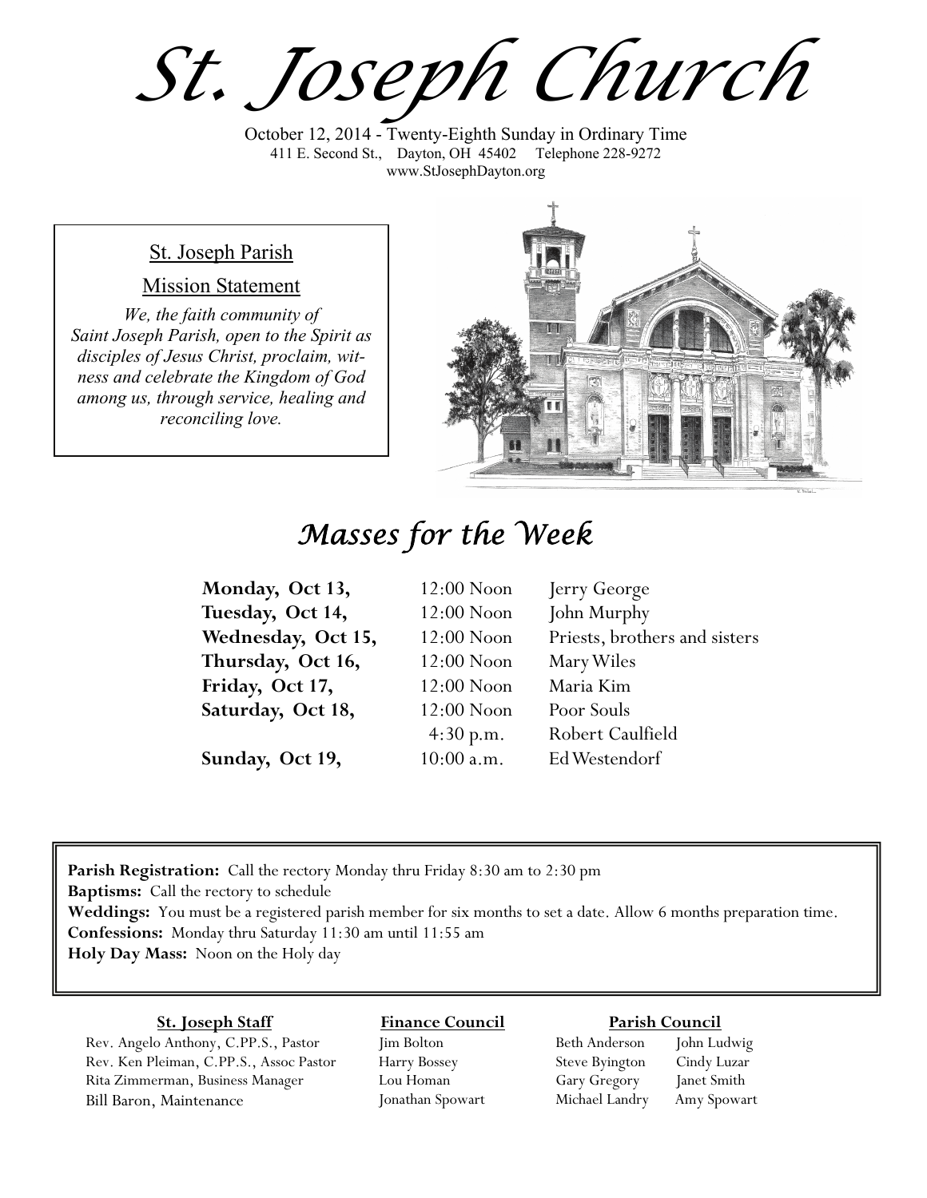# St. Joseph Church

October 12, 2014 - Twenty-Eighth Sunday in Ordinary Time
411 E. Second St., Dayton, OH 45402 Telephone 228-9272
www.StJosephDayton.org

## St. Joseph Parish

### Mission Statement

*We, the faith community of Saint Joseph Parish, open to the Spirit as disciples of Jesus Christ, proclaim, witness and celebrate the Kingdom of God among us, through service, healing and reconciling love.*

## Masses for the Week

| | | |
|---|---|---|
| **Monday, Oct 13,** | 12:00 Noon | Jerry George |
| **Tuesday, Oct 14,** | 12:00 Noon | John Murphy |
| **Wednesday, Oct 15,** | 12:00 Noon | Priests, brothers and sisters |
| **Thursday, Oct 16,** | 12:00 Noon | Mary Wiles |
| **Friday, Oct 17,** | 12:00 Noon | Maria Kim |
| **Saturday, Oct 18,** | 12:00 Noon | Poor Souls |
| | 4:30 p.m. | Robert Caulfield |
| **Sunday, Oct 19,** | 10:00 a.m. | Ed Westendorf |

**Parish Registration:** Call the rectory Monday thru Friday 8:30 am to 2:30 pm
**Baptisms:** Call the rectory to schedule
**Weddings:** You must be a registered parish member for six months to set a date. Allow 6 months preparation time.
**Confessions:** Monday thru Saturday 11:30 am until 11:55 am
**Holy Day Mass:** Noon on the Holy day

**St. Joseph Staff**
Rev. Angelo Anthony, C.PP.S., Pastor
Rev. Ken Pleiman, C.PP.S., Assoc Pastor
Rita Zimmerman, Business Manager
Bill Baron, Maintenance

**Finance Council**
Jim Bolton
Harry Bossey
Lou Homan
Jonathan Spowart

**Parish Council**
Beth Anderson
Steve Byington
Gary Gregory
Michael Landry
John Ludwig
Cindy Luzar
Janet Smith
Amy Spowart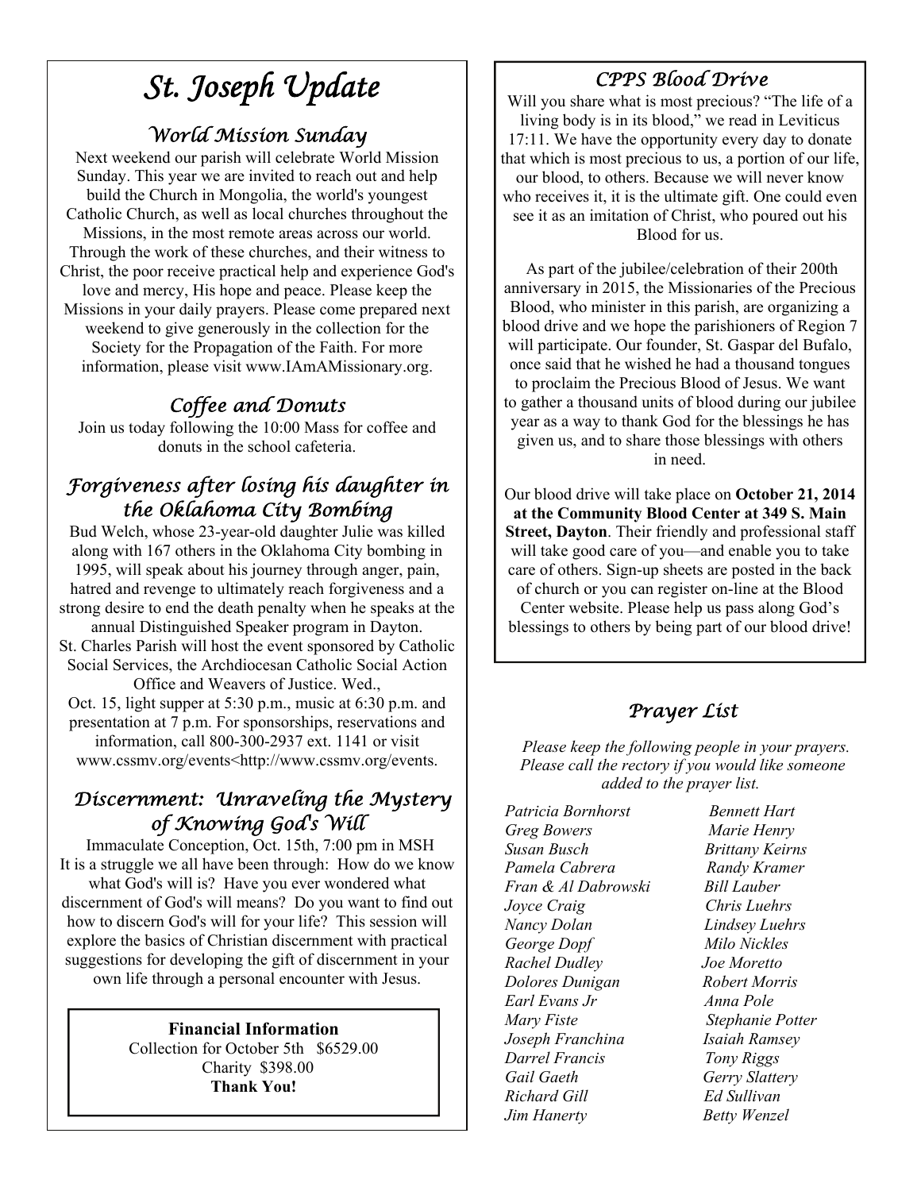# St. Joseph Update

## World Mission Sunday

Next weekend our parish will celebrate World Mission Sunday. This year we are invited to reach out and help build the Church in Mongolia, the world's youngest Catholic Church, as well as local churches throughout the Missions, in the most remote areas across our world. Through the work of these churches, and their witness to Christ, the poor receive practical help and experience God's love and mercy, His hope and peace. Please keep the Missions in your daily prayers. Please come prepared next weekend to give generously in the collection for the Society for the Propagation of the Faith. For more information, please visit www.IAmAMissionary.org.

## Coffee and Donuts

Join us today following the 10:00 Mass for coffee and donuts in the school cafeteria.

## Forgiveness after losing his daughter in the Oklahoma City Bombing

Bud Welch, whose 23-year-old daughter Julie was killed along with 167 others in the Oklahoma City bombing in 1995, will speak about his journey through anger, pain, hatred and revenge to ultimately reach forgiveness and a strong desire to end the death penalty when he speaks at the annual Distinguished Speaker program in Dayton. St. Charles Parish will host the event sponsored by Catholic Social Services, the Archdiocesan Catholic Social Action Office and Weavers of Justice. Wed., Oct. 15, light supper at 5:30 p.m., music at 6:30 p.m. and presentation at 7 p.m. For sponsorships, reservations and information, call 800-300-2937 ext. 1141 or visit www.cssmv.org/events<http://www.cssmv.org/events.

## Discernment: Unraveling the Mystery of Knowing God's Will

Immaculate Conception, Oct. 15th, 7:00 pm in MSH

It is a struggle we all have been through: How do we know what God's will is? Have you ever wondered what discernment of God's will means? Do you want to find out how to discern God's will for your life? This session will explore the basics of Christian discernment with practical suggestions for developing the gift of discernment in your own life through a personal encounter with Jesus.

**Financial Information**

Collection for October 5th $6529.00

Charity $398.00

**Thank You!**

## CPPS Blood Drive

Will you share what is most precious? "The life of a living body is in its blood," we read in Leviticus 17:11. We have the opportunity every day to donate that which is most precious to us, a portion of our life, our blood, to others. Because we will never know who receives it, it is the ultimate gift. One could even see it as an imitation of Christ, who poured out his Blood for us.

As part of the jubilee/celebration of their 200th anniversary in 2015, the Missionaries of the Precious Blood, who minister in this parish, are organizing a blood drive and we hope the parishioners of Region 7 will participate. Our founder, St. Gaspar del Bufalo, once said that he wished he had a thousand tongues to proclaim the Precious Blood of Jesus. We want to gather a thousand units of blood during our jubilee year as a way to thank God for the blessings he has given us, and to share those blessings with others in need.

Our blood drive will take place on **October 21, 2014 at the Community Blood Center at 349 S. Main Street, Dayton**. Their friendly and professional staff will take good care of you—and enable you to take care of others. Sign-up sheets are posted in the back of church or you can register on-line at the Blood Center website. Please help us pass along God's blessings to others by being part of our blood drive!

## Prayer List

*Please keep the following people in your prayers. Please call the rectory if you would like someone added to the prayer list.*

*Patricia Bornhorst*
*Greg Bowers*
*Susan Busch*
*Pamela Cabrera*
*Fran & Al Dabrowski*
*Joyce Craig*
*Nancy Dolan*
*George Dopf*
*Rachel Dudley*
*Dolores Dunigan*
*Earl Evans Jr*
*Mary Fiste*
*Joseph Franchina*
*Darrel Francis*
*Gail Gaeth*
*Richard Gill*
*Jim Hanerty*
*Bennett Hart*
*Marie Henry*
*Brittany Keirns*
*Randy Kramer*
*Bill Lauber*
*Chris Luehrs*
*Lindsey Luehrs*
*Milo Nickles*
*Joe Moretto*
*Robert Morris*
*Anna Pole*
*Stephanie Potter*
*Isaiah Ramsey*
*Tony Riggs*
*Gerry Slattery*
*Ed Sullivan*
*Betty Wenzel*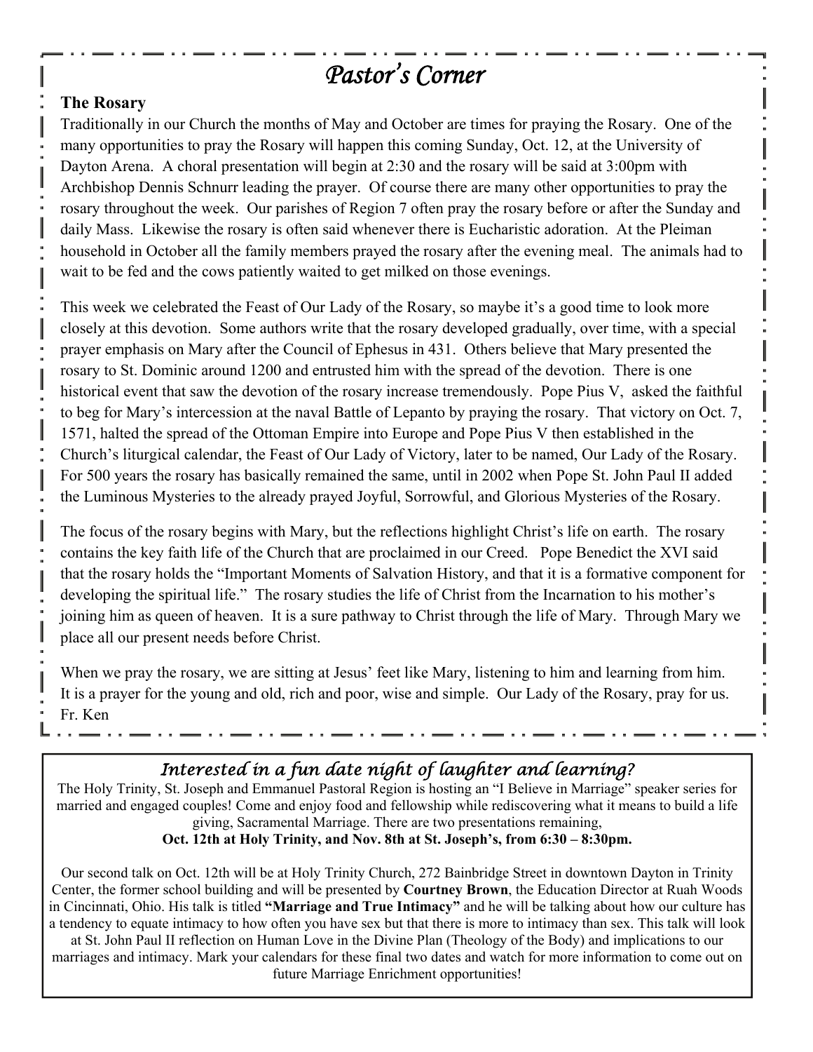# *Pastor's Corner*

**The Rosary**

Traditionally in our Church the months of May and October are times for praying the Rosary. One of the many opportunities to pray the Rosary will happen this coming Sunday, Oct. 12, at the University of Dayton Arena. A choral presentation will begin at 2:30 and the rosary will be said at 3:00pm with Archbishop Dennis Schnurr leading the prayer. Of course there are many other opportunities to pray the rosary throughout the week. Our parishes of Region 7 often pray the rosary before or after the Sunday and daily Mass. Likewise the rosary is often said whenever there is Eucharistic adoration. At the Pleiman household in October all the family members prayed the rosary after the evening meal. The animals had to wait to be fed and the cows patiently waited to get milked on those evenings.

This week we celebrated the Feast of Our Lady of the Rosary, so maybe it's a good time to look more closely at this devotion. Some authors write that the rosary developed gradually, over time, with a special prayer emphasis on Mary after the Council of Ephesus in 431. Others believe that Mary presented the rosary to St. Dominic around 1200 and entrusted him with the spread of the devotion. There is one historical event that saw the devotion of the rosary increase tremendously. Pope Pius V, asked the faithful to beg for Mary's intercession at the naval Battle of Lepanto by praying the rosary. That victory on Oct. 7, 1571, halted the spread of the Ottoman Empire into Europe and Pope Pius V then established in the Church's liturgical calendar, the Feast of Our Lady of Victory, later to be named, Our Lady of the Rosary. For 500 years the rosary has basically remained the same, until in 2002 when Pope St. John Paul II added the Luminous Mysteries to the already prayed Joyful, Sorrowful, and Glorious Mysteries of the Rosary.

The focus of the rosary begins with Mary, but the reflections highlight Christ's life on earth. The rosary contains the key faith life of the Church that are proclaimed in our Creed. Pope Benedict the XVI said that the rosary holds the "Important Moments of Salvation History, and that it is a formative component for developing the spiritual life." The rosary studies the life of Christ from the Incarnation to his mother's joining him as queen of heaven. It is a sure pathway to Christ through the life of Mary. Through Mary we place all our present needs before Christ.

When we pray the rosary, we are sitting at Jesus' feet like Mary, listening to him and learning from him. It is a prayer for the young and old, rich and poor, wise and simple. Our Lady of the Rosary, pray for us.
Fr. Ken

## *Interested in a fun date night of laughter and learning?*

The Holy Trinity, St. Joseph and Emmanuel Pastoral Region is hosting an "I Believe in Marriage" speaker series for married and engaged couples! Come and enjoy food and fellowship while rediscovering what it means to build a life giving, Sacramental Marriage. There are two presentations remaining,
**Oct. 12th at Holy Trinity, and Nov. 8th at St. Joseph's, from 6:30 – 8:30pm.**

Our second talk on Oct. 12th will be at Holy Trinity Church, 272 Bainbridge Street in downtown Dayton in Trinity Center, the former school building and will be presented by **Courtney Brown**, the Education Director at Ruah Woods in Cincinnati, Ohio. His talk is titled **"Marriage and True Intimacy"** and he will be talking about how our culture has a tendency to equate intimacy to how often you have sex but that there is more to intimacy than sex. This talk will look at St. John Paul II reflection on Human Love in the Divine Plan (Theology of the Body) and implications to our marriages and intimacy. Mark your calendars for these final two dates and watch for more information to come out on future Marriage Enrichment opportunities!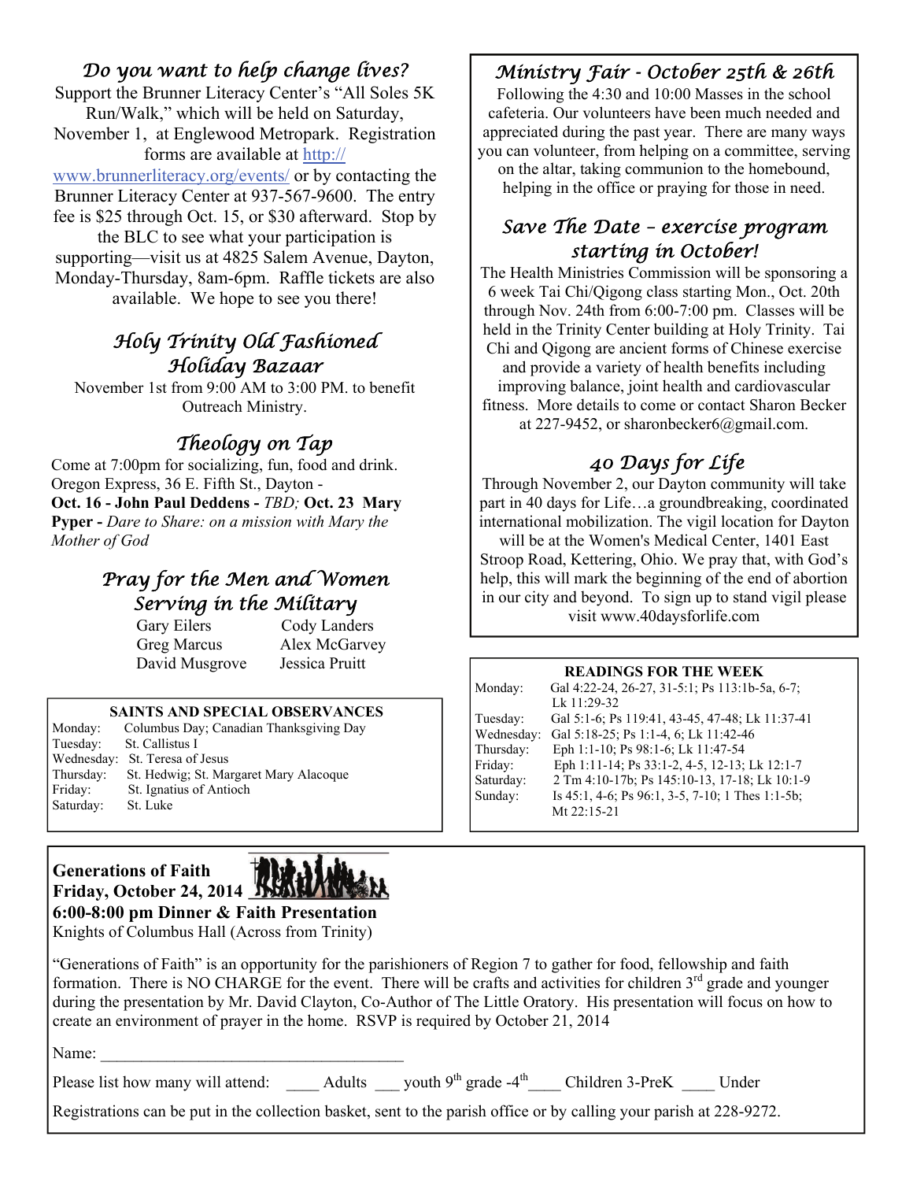## *Do you want to help change lives?*

Support the Brunner Literacy Center's "All Soles 5K Run/Walk," which will be held on Saturday, November 1, at Englewood Metropark. Registration forms are available at http://www.brunnerliteracy.org/events/ or by contacting the Brunner Literacy Center at 937-567-9600. The entry fee is $25 through Oct. 15, or $30 afterward. Stop by the BLC to see what your participation is supporting—visit us at 4825 Salem Avenue, Dayton, Monday-Thursday, 8am-6pm. Raffle tickets are also available. We hope to see you there!

## *Holy Trinity Old Fashioned Holiday Bazaar*

November 1st from 9:00 AM to 3:00 PM. to benefit Outreach Ministry.

## *Theology on Tap*

Come at 7:00pm for socializing, fun, food and drink. Oregon Express, 36 E. Fifth St., Dayton -
**Oct. 16 - John Paul Deddens -** *TBD;* **Oct. 23 Mary Pyper -** *Dare to Share: on a mission with Mary the Mother of God*

## *Pray for the Men and Women Serving in the Military*

| | |
|---|---|
| Gary Eilers | Cody Landers |
| Greg Marcus | Alex McGarvey |
| David Musgrove | Jessica Pruitt |

**SAINTS AND SPECIAL OBSERVANCES**

| | |
|---|---|
| Monday: | Columbus Day; Canadian Thanksgiving Day |
| Tuesday: | St. Callistus I |
| Wednesday: | St. Teresa of Jesus |
| Thursday: | St. Hedwig; St. Margaret Mary Alacoque |
| Friday: | St. Ignatius of Antioch |
| Saturday: | St. Luke |

## *Ministry Fair - October 25th & 26th*

Following the 4:30 and 10:00 Masses in the school cafeteria. Our volunteers have been much needed and appreciated during the past year. There are many ways you can volunteer, from helping on a committee, serving on the altar, taking communion to the homebound, helping in the office or praying for those in need.

## *Save The Date – exercise program starting in October!*

The Health Ministries Commission will be sponsoring a 6 week Tai Chi/Qigong class starting Mon., Oct. 20th through Nov. 24th from 6:00-7:00 pm. Classes will be held in the Trinity Center building at Holy Trinity. Tai Chi and Qigong are ancient forms of Chinese exercise and provide a variety of health benefits including improving balance, joint health and cardiovascular fitness. More details to come or contact Sharon Becker at 227-9452, or sharonbecker6@gmail.com.

## *40 Days for Life*

Through November 2, our Dayton community will take part in 40 days for Life…a groundbreaking, coordinated international mobilization. The vigil location for Dayton will be at the Women's Medical Center, 1401 East Stroop Road, Kettering, Ohio. We pray that, with God's help, this will mark the beginning of the end of abortion in our city and beyond. To sign up to stand vigil please visit www.40daysforlife.com

**READINGS FOR THE WEEK**

| | |
|---|---|
| Monday: | Gal 4:22-24, 26-27, 31-5:1; Ps 113:1b-5a, 6-7; Lk 11:29-32 |
| Tuesday: | Gal 5:1-6; Ps 119:41, 43-45, 47-48; Lk 11:37-41 |
| Wednesday: | Gal 5:18-25; Ps 1:1-4, 6; Lk 11:42-46 |
| Thursday: | Eph 1:1-10; Ps 98:1-6; Lk 11:47-54 |
| Friday: | Eph 1:11-14; Ps 33:1-2, 4-5, 12-13; Lk 12:1-7 |
| Saturday: | 2 Tm 4:10-17b; Ps 145:10-13, 17-18; Lk 10:1-9 |
| Sunday: | Is 45:1, 4-6; Ps 96:1, 3-5, 7-10; 1 Thes 1:1-5b; Mt 22:15-21 |

**Generations of Faith**
**Friday, October 24, 2014**
**6:00-8:00 pm Dinner & Faith Presentation**
Knights of Columbus Hall (Across from Trinity)

"Generations of Faith" is an opportunity for the parishioners of Region 7 to gather for food, fellowship and faith formation. There is NO CHARGE for the event. There will be crafts and activities for children 3rd grade and younger during the presentation by Mr. David Clayton, Co-Author of The Little Oratory. His presentation will focus on how to create an environment of prayer in the home. RSVP is required by October 21, 2014

Name: ____________________________________

Please list how many will attend: ____ Adults ___ youth 9th grade -4th____ Children 3-PreK ____ Under

Registrations can be put in the collection basket, sent to the parish office or by calling your parish at 228-9272.